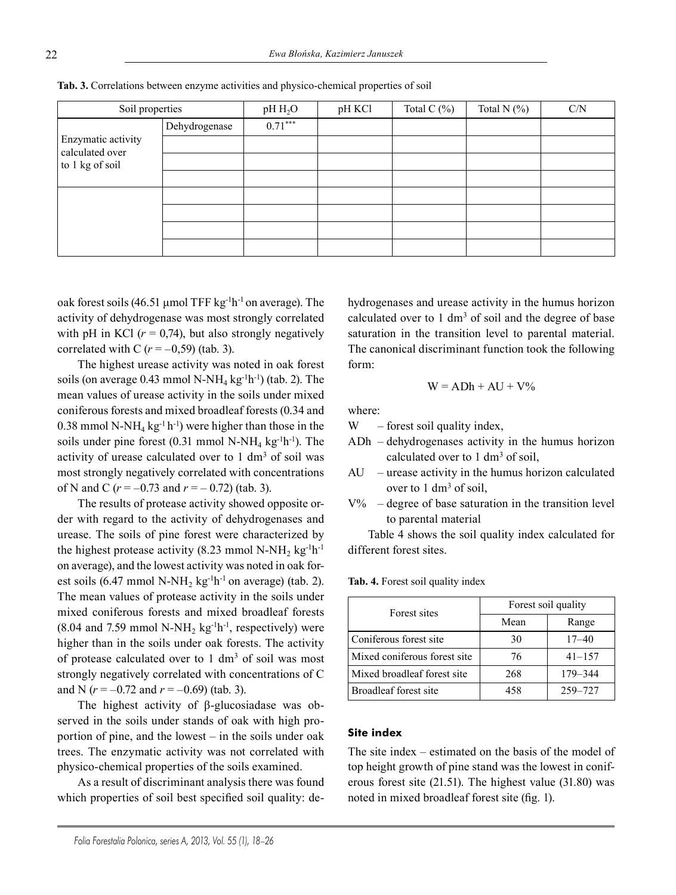**Tab. 3.** Correlations between enzyme activities and physico-chemical properties of soil

| Soil properties | | pH $H_2O$ | pH KCl | Total C (%) | Total N (%) | C/N |
|---|---|---|---|---|---|---|
| Enzymatic activity calculated over to 1 kg of soil | Dehydrogenase | $0.71^{***}$ | | | | |
| | | | | | | |
| | | | | | | |
| | | | | | | |
| | | | | | | |
| | | | | | | |
| | | | | | | |
| | | | | | | |

oak forest soils (46.51 μmol TFF $kg^{-1}h^{-1}$ on average). The activity of dehydrogenase was most strongly correlated with pH in KCl ($r$ = 0,74), but also strongly negatively correlated with C ($r$ = –0,59) (tab. 3).

The highest urease activity was noted in oak forest soils (on average 0.43 mmol N-$NH_4$ $kg^{-1}h^{-1}$) (tab. 2). The mean values of urease activity in the soils under mixed coniferous forests and mixed broadleaf forests (0.34 and 0.38 mmol N-$NH_4$ $kg^{-1}$ $h^{-1}$) were higher than those in the soils under pine forest (0.31 mmol N-$NH_4$ $kg^{-1}h^{-1}$). The activity of urease calculated over to 1 $dm^3$ of soil was most strongly negatively correlated with concentrations of N and C ($r$ = –0.73 and $r$ = – 0.72) (tab. 3).

The results of protease activity showed opposite order with regard to the activity of dehydrogenases and urease. The soils of pine forest were characterized by the highest protease activity (8.23 mmol N-$NH_2$ $kg^{-1}h^{-1}$ on average), and the lowest activity was noted in oak forest soils (6.47 mmol N-$NH_2$ $kg^{-1}h^{-1}$ on average) (tab. 2). The mean values of protease activity in the soils under mixed coniferous forests and mixed broadleaf forests (8.04 and 7.59 mmol N-$NH_2$ $kg^{-1}h^{-1}$, respectively) were higher than in the soils under oak forests. The activity of protease calculated over to 1 $dm^3$ of soil was most strongly negatively correlated with concentrations of C and N ($r$ = –0.72 and $r$ = –0.69) (tab. 3).

The highest activity of β-glucosiadase was observed in the soils under stands of oak with high proportion of pine, and the lowest – in the soils under oak trees. The enzymatic activity was not correlated with physico-chemical properties of the soils examined.

As a result of discriminant analysis there was found which properties of soil best specified soil quality: dehydrogenases and urease activity in the humus horizon calculated over to 1 $dm^3$ of soil and the degree of base saturation in the transition level to parental material. The canonical discriminant function took the following form:

$$W = ADh + AU + V\%$$

where:

- W – forest soil quality index,
- ADh – dehydrogenases activity in the humus horizon calculated over to 1 $dm^3$ of soil,
- AU – urease activity in the humus horizon calculated over to 1 $dm^3$ of soil,
- V% – degree of base saturation in the transition level to parental material

Table 4 shows the soil quality index calculated for different forest sites.

**Tab. 4.** Forest soil quality index

| Forest sites | Forest soil quality | |
|---|---|---|
| | Mean | Range |
| Coniferous forest site | 30 | 17–40 |
| Mixed coniferous forest site | 76 | 41–157 |
| Mixed broadleaf forest site | 268 | 179–344 |
| Broadleaf forest site | 458 | 259–727 |

### Site index

The site index – estimated on the basis of the model of top height growth of pine stand was the lowest in coniferous forest site (21.51). The highest value (31.80) was noted in mixed broadleaf forest site (fig. 1).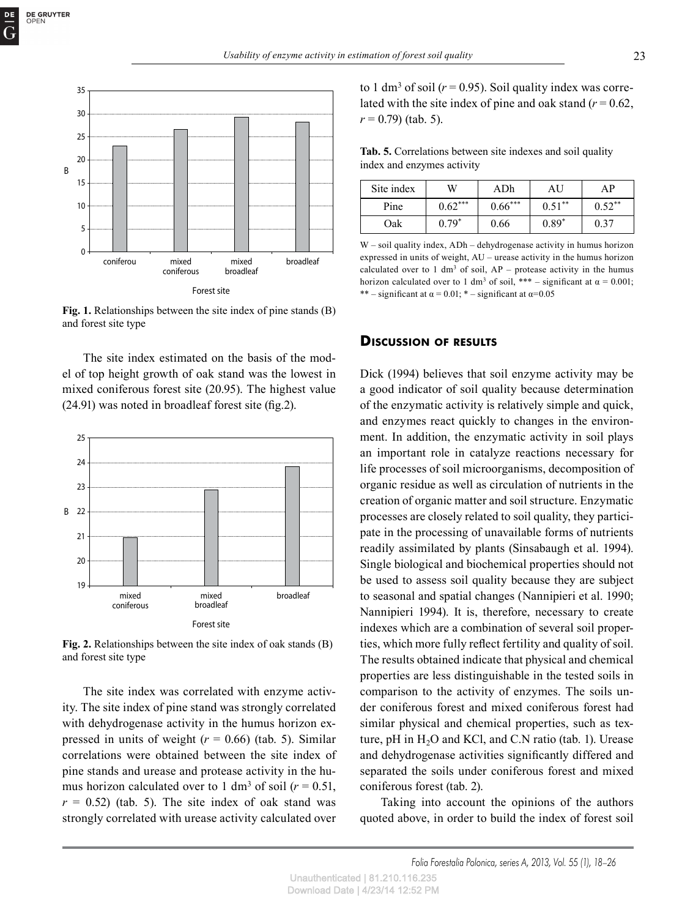Fig. 1. Relationships between the site index of pine stands (B) and forest site type

The site index estimated on the basis of the model of top height growth of oak stand was the lowest in mixed coniferous forest site (20.95). The highest value (24.91) was noted in broadleaf forest site (fig.2).

Fig. 2. Relationships between the site index of oak stands (B) and forest site type

The site index was correlated with enzyme activity. The site index of pine stand was strongly correlated with dehydrogenase activity in the humus horizon expressed in units of weight ($r$ = 0.66) (tab. 5). Similar correlations were obtained between the site index of pine stands and urease and protease activity in the humus horizon calculated over to 1 $dm^3$ of soil ($r$ = 0.51, $r$ = 0.52) (tab. 5). The site index of oak stand was strongly correlated with urease activity calculated over to 1 $dm^3$ of soil ($r$ = 0.95). Soil quality index was correlated with the site index of pine and oak stand ($r$ = 0.62, $r$ = 0.79) (tab. 5).

**Tab. 5.** Correlations between site indexes and soil quality index and enzymes activity

| Site index | W | ADh | AU | AP |
|---|---|---|---|---|
| Pine | 0.62*** | 0.66*** | 0.51** | 0.52** |
| Oak | 0.79* | 0.66 | 0.89* | 0.37 |

W – soil quality index, ADh – dehydrogenase activity in humus horizon expressed in units of weight, AU – urease activity in the humus horizon calculated over to 1 $dm^3$ of soil, AP – protease activity in the humus horizon calculated over to 1 $dm^3$ of soil, *** – significant at $\alpha$ = 0.001; ** – significant at $\alpha$ = 0.01; * – significant at $\alpha$=0.05

## Discussion of results

Dick (1994) believes that soil enzyme activity may be a good indicator of soil quality because determination of the enzymatic activity is relatively simple and quick, and enzymes react quickly to changes in the environment. In addition, the enzymatic activity in soil plays an important role in catalyze reactions necessary for life processes of soil microorganisms, decomposition of organic residue as well as circulation of nutrients in the creation of organic matter and soil structure. Enzymatic processes are closely related to soil quality, they participate in the processing of unavailable forms of nutrients readily assimilated by plants (Sinsabaugh et al. 1994). Single biological and biochemical properties should not be used to assess soil quality because they are subject to seasonal and spatial changes (Nannipieri et al. 1990; Nannipieri 1994). It is, therefore, necessary to create indexes which are a combination of several soil properties, which more fully reflect fertility and quality of soil. The results obtained indicate that physical and chemical properties are less distinguishable in the tested soils in comparison to the activity of enzymes. The soils under coniferous forest and mixed coniferous forest had similar physical and chemical properties, such as texture, pH in $H_2O$ and KCl, and C.N ratio (tab. 1). Urease and dehydrogenase activities significantly differed and separated the soils under coniferous forest and mixed coniferous forest (tab. 2).

Taking into account the opinions of the authors quoted above, in order to build the index of forest soil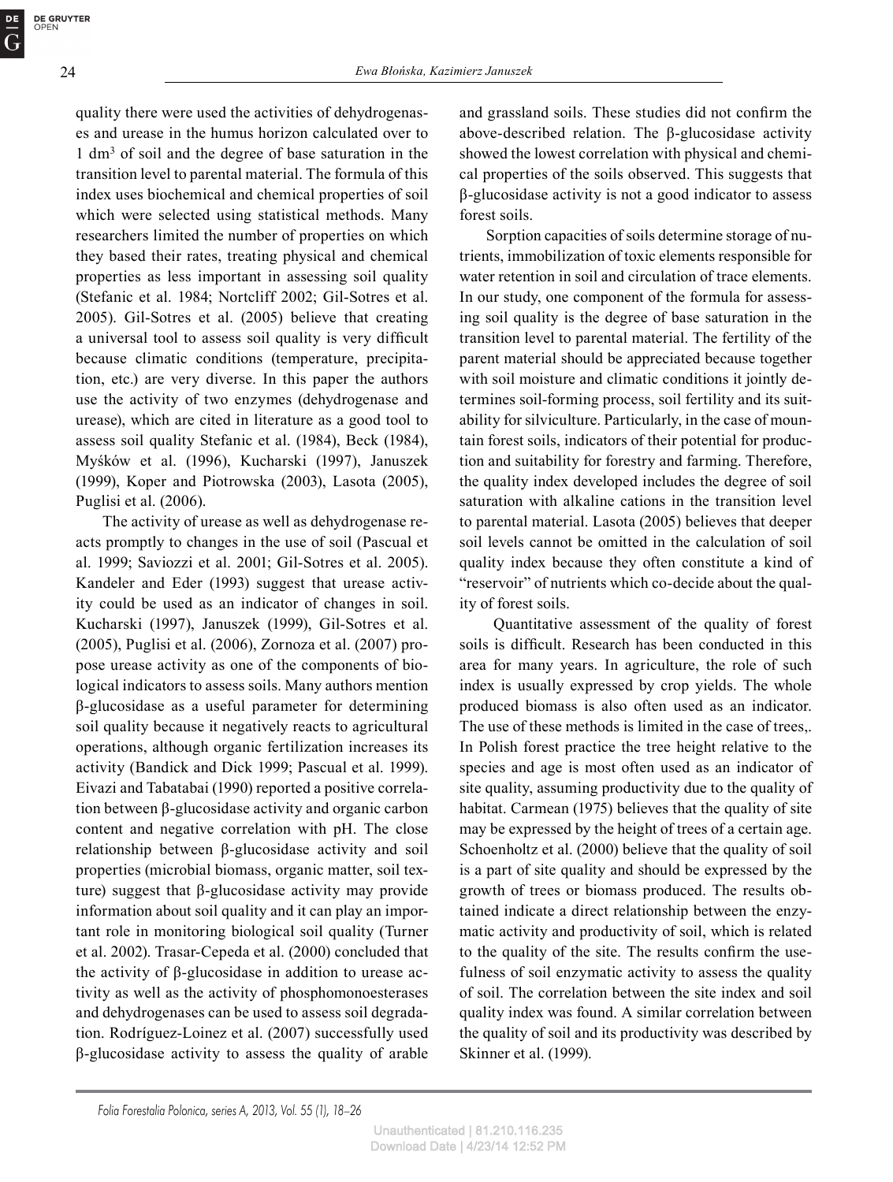quality there were used the activities of dehydrogenases and urease in the humus horizon calculated over to 1 dm$^3$ of soil and the degree of base saturation in the transition level to parental material. The formula of this index uses biochemical and chemical properties of soil which were selected using statistical methods. Many researchers limited the number of properties on which they based their rates, treating physical and chemical properties as less important in assessing soil quality (Stefanic et al. 1984; Nortcliff 2002; Gil-Sotres et al. 2005). Gil-Sotres et al. (2005) believe that creating a universal tool to assess soil quality is very difficult because climatic conditions (temperature, precipitation, etc.) are very diverse. In this paper the authors use the activity of two enzymes (dehydrogenase and urease), which are cited in literature as a good tool to assess soil quality Stefanic et al. (1984), Beck (1984), Myśków et al. (1996), Kucharski (1997), Januszek (1999), Koper and Piotrowska (2003), Lasota (2005), Puglisi et al. (2006).

The activity of urease as well as dehydrogenase reacts promptly to changes in the use of soil (Pascual et al. 1999; Saviozzi et al. 2001; Gil-Sotres et al. 2005). Kandeler and Eder (1993) suggest that urease activity could be used as an indicator of changes in soil. Kucharski (1997), Januszek (1999), Gil-Sotres et al. (2005), Puglisi et al. (2006), Zornoza et al. (2007) propose urease activity as one of the components of biological indicators to assess soils. Many authors mention β-glucosidase as a useful parameter for determining soil quality because it negatively reacts to agricultural operations, although organic fertilization increases its activity (Bandick and Dick 1999; Pascual et al. 1999). Eivazi and Tabatabai (1990) reported a positive correlation between β-glucosidase activity and organic carbon content and negative correlation with pH. The close relationship between β-glucosidase activity and soil properties (microbial biomass, organic matter, soil texture) suggest that β-glucosidase activity may provide information about soil quality and it can play an important role in monitoring biological soil quality (Turner et al. 2002). Trasar-Cepeda et al. (2000) concluded that the activity of β-glucosidase in addition to urease activity as well as the activity of phosphomonoesterases and dehydrogenases can be used to assess soil degradation. Rodríguez-Loinez et al. (2007) successfully used β-glucosidase activity to assess the quality of arable and grassland soils. These studies did not confirm the above-described relation. The β-glucosidase activity showed the lowest correlation with physical and chemical properties of the soils observed. This suggests that β-glucosidase activity is not a good indicator to assess forest soils.

Sorption capacities of soils determine storage of nutrients, immobilization of toxic elements responsible for water retention in soil and circulation of trace elements. In our study, one component of the formula for assessing soil quality is the degree of base saturation in the transition level to parental material. The fertility of the parent material should be appreciated because together with soil moisture and climatic conditions it jointly determines soil-forming process, soil fertility and its suitability for silviculture. Particularly, in the case of mountain forest soils, indicators of their potential for production and suitability for forestry and farming. Therefore, the quality index developed includes the degree of soil saturation with alkaline cations in the transition level to parental material. Lasota (2005) believes that deeper soil levels cannot be omitted in the calculation of soil quality index because they often constitute a kind of "reservoir" of nutrients which co-decide about the quality of forest soils.

Quantitative assessment of the quality of forest soils is difficult. Research has been conducted in this area for many years. In agriculture, the role of such index is usually expressed by crop yields. The whole produced biomass is also often used as an indicator. The use of these methods is limited in the case of trees,. In Polish forest practice the tree height relative to the species and age is most often used as an indicator of site quality, assuming productivity due to the quality of habitat. Carmean (1975) believes that the quality of site may be expressed by the height of trees of a certain age. Schoenholtz et al. (2000) believe that the quality of soil is a part of site quality and should be expressed by the growth of trees or biomass produced. The results obtained indicate a direct relationship between the enzymatic activity and productivity of soil, which is related to the quality of the site. The results confirm the usefulness of soil enzymatic activity to assess the quality of soil. The correlation between the site index and soil quality index was found. A similar correlation between the quality of soil and its productivity was described by Skinner et al. (1999).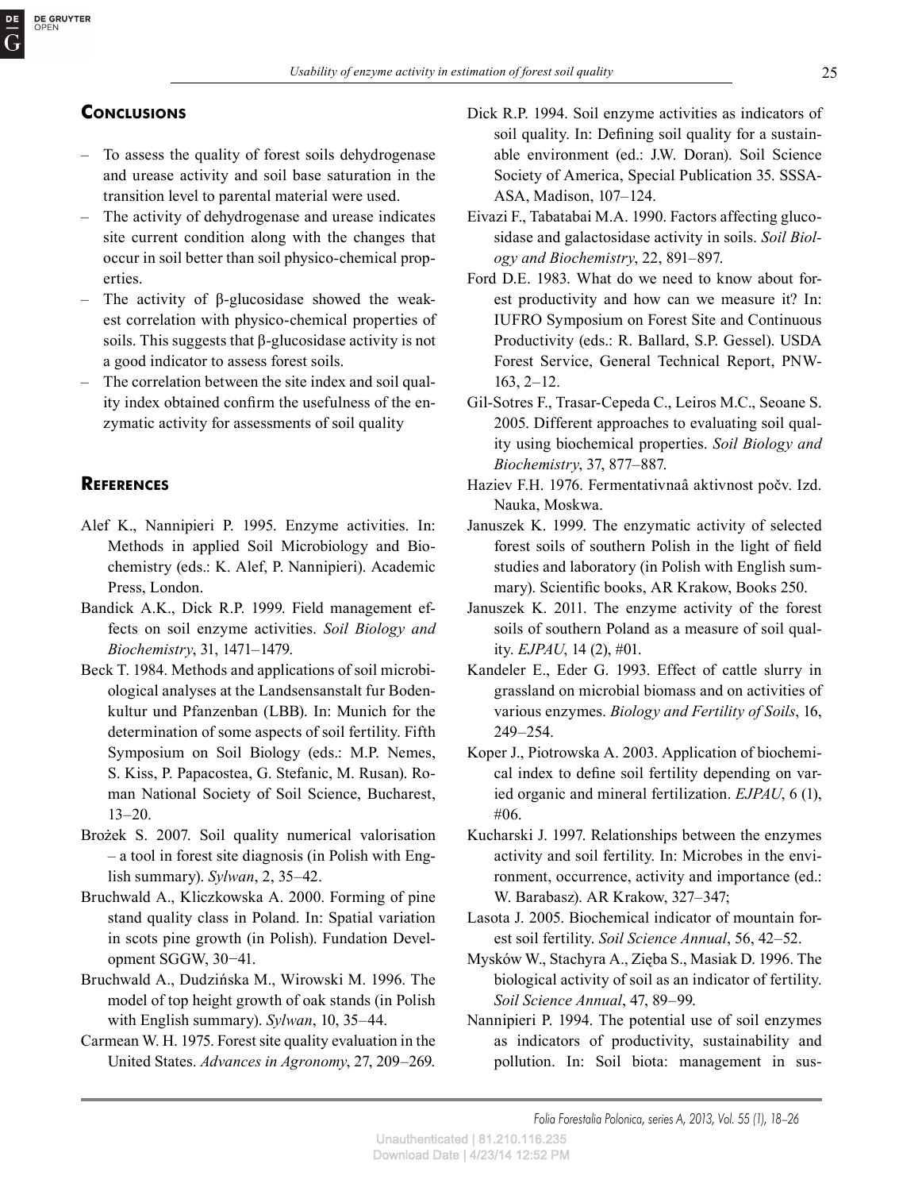## Conclusions

- To assess the quality of forest soils dehydrogenase and urease activity and soil base saturation in the transition level to parental material were used.
- The activity of dehydrogenase and urease indicates site current condition along with the changes that occur in soil better than soil physico-chemical properties.
- The activity of β-glucosidase showed the weakest correlation with physico-chemical properties of soils. This suggests that β-glucosidase activity is not a good indicator to assess forest soils.
- The correlation between the site index and soil quality index obtained confirm the usefulness of the enzymatic activity for assessments of soil quality

## References

Alef K., Nannipieri P. 1995. Enzyme activities. In: Methods in applied Soil Microbiology and Biochemistry (eds.: K. Alef, P. Nannipieri). Academic Press, London.

Bandick A.K., Dick R.P. 1999. Field management effects on soil enzyme activities. *Soil Biology and Biochemistry*, 31, 1471–1479.

Beck T. 1984. Methods and applications of soil microbiological analyses at the Landsensanstalt fur Bodenkultur und Pfanzenban (LBB). In: Munich for the determination of some aspects of soil fertility. Fifth Symposium on Soil Biology (eds.: M.P. Nemes, S. Kiss, P. Papacostea, G. Stefanic, M. Rusan). Roman National Society of Soil Science, Bucharest, 13–20.

Brożek S. 2007. Soil quality numerical valorisation – a tool in forest site diagnosis (in Polish with English summary). *Sylwan*, 2, 35–42.

Bruchwald A., Kliczkowska A. 2000. Forming of pine stand quality class in Poland. In: Spatial variation in scots pine growth (in Polish). Fundation Development SGGW, 30−41.

Bruchwald A., Dudzińska M., Wirowski M. 1996. The model of top height growth of oak stands (in Polish with English summary). *Sylwan*, 10, 35–44.

Carmean W. H. 1975. Forest site quality evaluation in the United States. *Advances in Agronomy*, 27, 209–269.

Dick R.P. 1994. Soil enzyme activities as indicators of soil quality. In: Defining soil quality for a sustainable environment (ed.: J.W. Doran). Soil Science Society of America, Special Publication 35. SSSA-ASA, Madison, 107–124.

Eivazi F., Tabatabai M.A. 1990. Factors affecting glucosidase and galactosidase activity in soils. *Soil Biology and Biochemistry*, 22, 891–897.

Ford D.E. 1983. What do we need to know about forest productivity and how can we measure it? In: IUFRO Symposium on Forest Site and Continuous Productivity (eds.: R. Ballard, S.P. Gessel). USDA Forest Service, General Technical Report, PNW-163, 2–12.

Gil-Sotres F., Trasar-Cepeda C., Leiros M.C., Seoane S. 2005. Different approaches to evaluating soil quality using biochemical properties. *Soil Biology and Biochemistry*, 37, 877–887.

Haziev F.H. 1976. Fermentativnaâ aktivnost počv. Izd. Nauka, Moskwa.

Januszek K. 1999. The enzymatic activity of selected forest soils of southern Polish in the light of field studies and laboratory (in Polish with English summary). Scientific books, AR Krakow, Books 250.

Januszek K. 2011. The enzyme activity of the forest soils of southern Poland as a measure of soil quality. *EJPAU*, 14 (2), #01.

Kandeler E., Eder G. 1993. Effect of cattle slurry in grassland on microbial biomass and on activities of various enzymes. *Biology and Fertility of Soils*, 16, 249–254.

Koper J., Piotrowska A. 2003. Application of biochemical index to define soil fertility depending on varied organic and mineral fertilization. *EJPAU*, 6 (1), #06.

Kucharski J. 1997. Relationships between the enzymes activity and soil fertility. In: Microbes in the environment, occurrence, activity and importance (ed.: W. Barabasz). AR Krakow, 327–347;

Lasota J. 2005. Biochemical indicator of mountain forest soil fertility. *Soil Science Annual*, 56, 42–52.

Mysków W., Stachyra A., Zięba S., Masiak D. 1996. The biological activity of soil as an indicator of fertility. *Soil Science Annual*, 47, 89–99.

Nannipieri P. 1994. The potential use of soil enzymes as indicators of productivity, sustainability and pollution. In: Soil biota: management in sus-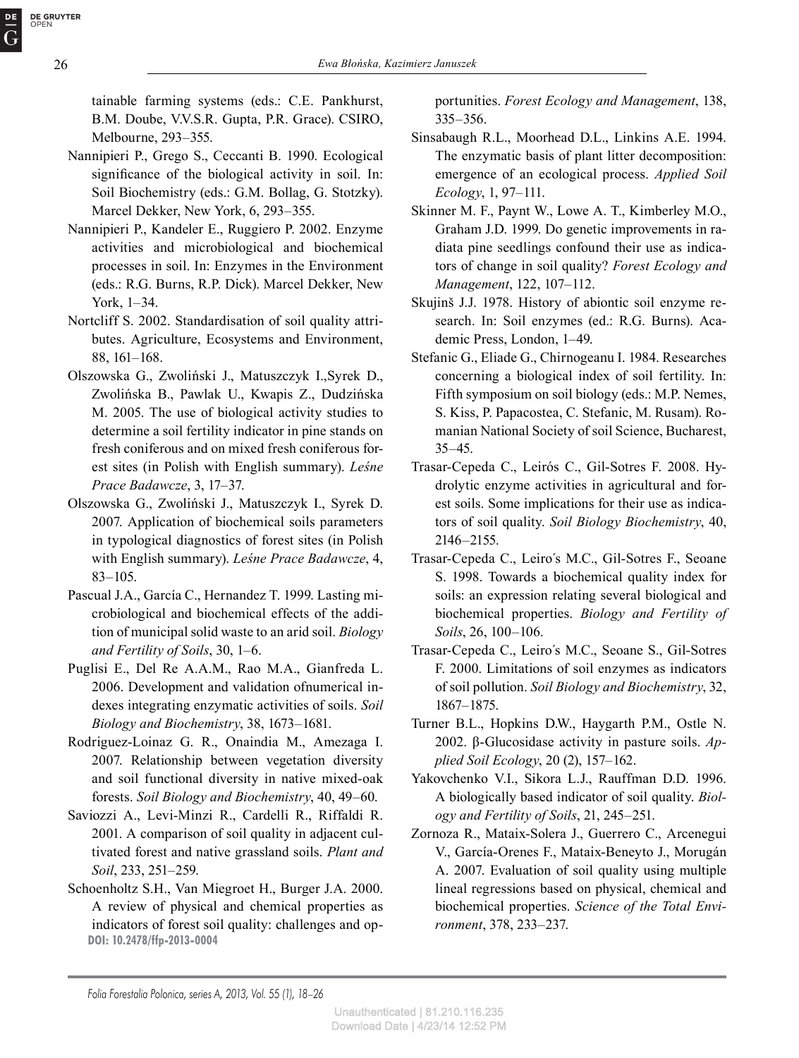tainable farming systems (eds.: C.E. Pankhurst, B.M. Doube, V.V.S.R. Gupta, P.R. Grace). CSIRO, Melbourne, 293–355.

Nannipieri P., Grego S., Ceccanti B. 1990. Ecological significance of the biological activity in soil. In: Soil Biochemistry (eds.: G.M. Bollag, G. Stotzky). Marcel Dekker, New York, 6, 293–355.

Nannipieri P., Kandeler E., Ruggiero P. 2002. Enzyme activities and microbiological and biochemical processes in soil. In: Enzymes in the Environment (eds.: R.G. Burns, R.P. Dick). Marcel Dekker, New York, 1–34.

Nortcliff S. 2002. Standardisation of soil quality attributes. Agriculture, Ecosystems and Environment, 88, 161–168.

Olszowska G., Zwoliński J., Matuszczyk I.,Syrek D., Zwolińska B., Pawlak U., Kwapis Z., Dudzińska M. 2005. The use of biological activity studies to determine a soil fertility indicator in pine stands on fresh coniferous and on mixed fresh coniferous forest sites (in Polish with English summary). *Leśne Prace Badawcze*, 3, 17–37.

Olszowska G., Zwoliński J., Matuszczyk I., Syrek D. 2007. Application of biochemical soils parameters in typological diagnostics of forest sites (in Polish with English summary). *Leśne Prace Badawcze*, 4, 83–105.

Pascual J.A., García C., Hernandez T. 1999. Lasting microbiological and biochemical effects of the addition of municipal solid waste to an arid soil. *Biology and Fertility of Soils*, 30, 1–6.

Puglisi E., Del Re A.A.M., Rao M.A., Gianfreda L. 2006. Development and validation ofnumerical indexes integrating enzymatic activities of soils. *Soil Biology and Biochemistry*, 38, 1673–1681.

Rodriguez-Loinaz G. R., Onaindia M., Amezaga I. 2007. Relationship between vegetation diversity and soil functional diversity in native mixed-oak forests. *Soil Biology and Biochemistry*, 40, 49–60.

Saviozzi A., Levi-Minzi R., Cardelli R., Riffaldi R. 2001. A comparison of soil quality in adjacent cultivated forest and native grassland soils. *Plant and Soil*, 233, 251–259.

Schoenholtz S.H., Van Miegroet H., Burger J.A. 2000. A review of physical and chemical properties as indicators of forest soil quality: challenges and opportunities. *Forest Ecology and Management*, 138, 335–356.

Sinsabaugh R.L., Moorhead D.L., Linkins A.E. 1994. The enzymatic basis of plant litter decomposition: emergence of an ecological process. *Applied Soil Ecology*, 1, 97–111.

Skinner M. F., Paynt W., Lowe A. T., Kimberley M.O., Graham J.D. 1999. Do genetic improvements in radiata pine seedlings confound their use as indicators of change in soil quality? *Forest Ecology and Management*, 122, 107–112.

Skujinš J.J. 1978. History of abiontic soil enzyme research. In: Soil enzymes (ed.: R.G. Burns). Academic Press, London, 1–49.

Stefanic G., Eliade G., Chirnogeanu I. 1984. Researches concerning a biological index of soil fertility. In: Fifth symposium on soil biology (eds.: M.P. Nemes, S. Kiss, P. Papacostea, C. Stefanic, M. Rusam). Romanian National Society of soil Science, Bucharest, 35–45.

Trasar-Cepeda C., Leirós C., Gil-Sotres F. 2008. Hydrolytic enzyme activities in agricultural and forest soils. Some implications for their use as indicators of soil quality. *Soil Biology Biochemistry*, 40, 2146–2155.

Trasar-Cepeda C., Leiro´s M.C., Gil-Sotres F., Seoane S. 1998. Towards a biochemical quality index for soils: an expression relating several biological and biochemical properties. *Biology and Fertility of Soils*, 26, 100–106.

Trasar-Cepeda C., Leiro´s M.C., Seoane S., Gil-Sotres F. 2000. Limitations of soil enzymes as indicators of soil pollution. *Soil Biology and Biochemistry*, 32, 1867–1875.

Turner B.L., Hopkins D.W., Haygarth P.M., Ostle N. 2002. β-Glucosidase activity in pasture soils. *Applied Soil Ecology*, 20 (2), 157–162.

Yakovchenko V.I., Sikora L.J., Rauffman D.D. 1996. A biologically based indicator of soil quality. *Biology and Fertility of Soils*, 21, 245–251.

Zornoza R., Mataix-Solera J., Guerrero C., Arcenegui V., García-Orenes F., Mataix-Beneyto J., Morugán A. 2007. Evaluation of soil quality using multiple lineal regressions based on physical, chemical and biochemical properties. *Science of the Total Environment*, 378, 233–237.